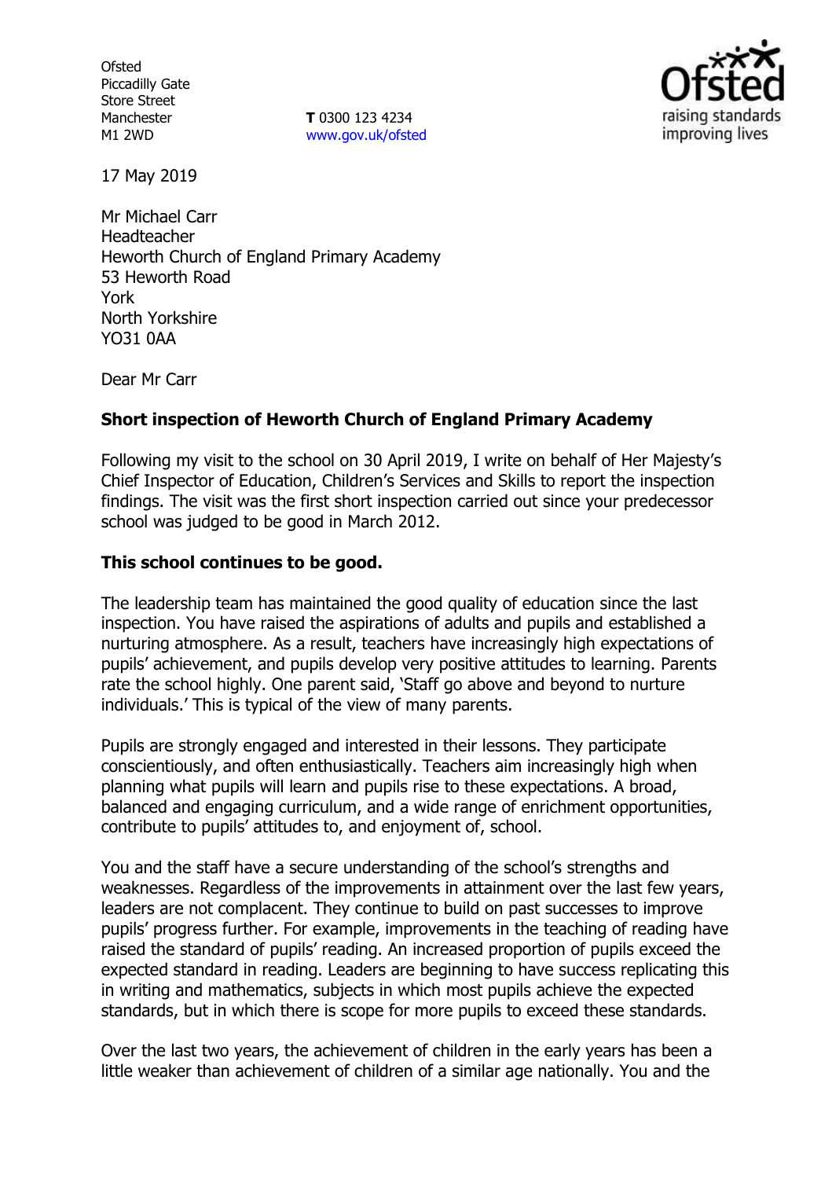Ofsted
Piccadilly Gate
Store Street
Manchester
M1 2WD

**T** 0300 123 4234
www.gov.uk/ofsted

17 May 2019

Mr Michael Carr
Headteacher
Heworth Church of England Primary Academy
53 Heworth Road
York
North Yorkshire
YO31 0AA

Dear Mr Carr

**Short inspection of Heworth Church of England Primary Academy**

Following my visit to the school on 30 April 2019, I write on behalf of Her Majesty's Chief Inspector of Education, Children's Services and Skills to report the inspection findings. The visit was the first short inspection carried out since your predecessor school was judged to be good in March 2012.

**This school continues to be good.**

The leadership team has maintained the good quality of education since the last inspection. You have raised the aspirations of adults and pupils and established a nurturing atmosphere. As a result, teachers have increasingly high expectations of pupils' achievement, and pupils develop very positive attitudes to learning. Parents rate the school highly. One parent said, 'Staff go above and beyond to nurture individuals.' This is typical of the view of many parents.

Pupils are strongly engaged and interested in their lessons. They participate conscientiously, and often enthusiastically. Teachers aim increasingly high when planning what pupils will learn and pupils rise to these expectations. A broad, balanced and engaging curriculum, and a wide range of enrichment opportunities, contribute to pupils' attitudes to, and enjoyment of, school.

You and the staff have a secure understanding of the school's strengths and weaknesses. Regardless of the improvements in attainment over the last few years, leaders are not complacent. They continue to build on past successes to improve pupils' progress further. For example, improvements in the teaching of reading have raised the standard of pupils' reading. An increased proportion of pupils exceed the expected standard in reading. Leaders are beginning to have success replicating this in writing and mathematics, subjects in which most pupils achieve the expected standards, but in which there is scope for more pupils to exceed these standards.

Over the last two years, the achievement of children in the early years has been a little weaker than achievement of children of a similar age nationally. You and the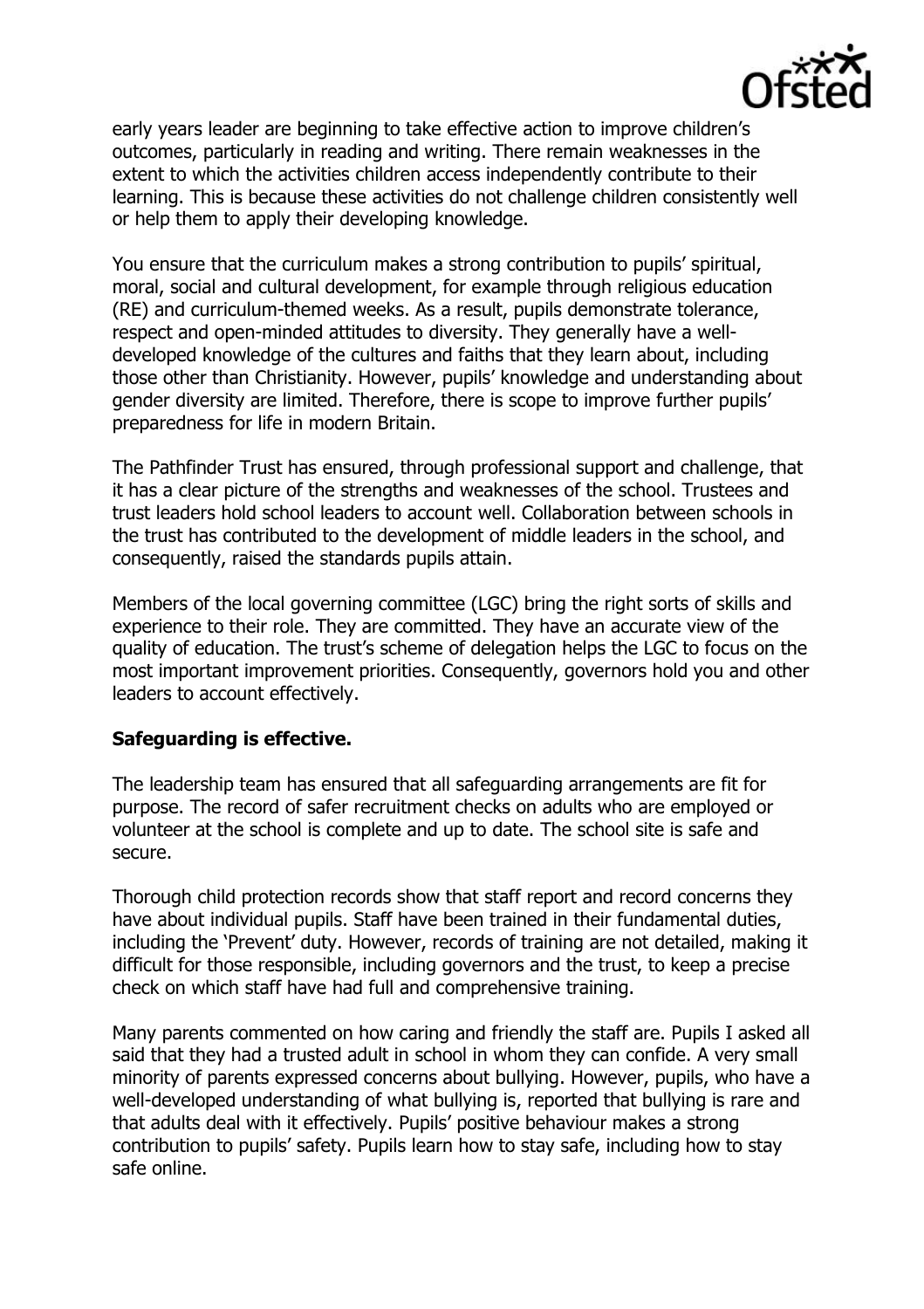early years leader are beginning to take effective action to improve children's outcomes, particularly in reading and writing. There remain weaknesses in the extent to which the activities children access independently contribute to their learning. This is because these activities do not challenge children consistently well or help them to apply their developing knowledge.

You ensure that the curriculum makes a strong contribution to pupils' spiritual, moral, social and cultural development, for example through religious education (RE) and curriculum-themed weeks. As a result, pupils demonstrate tolerance, respect and open-minded attitudes to diversity. They generally have a well-developed knowledge of the cultures and faiths that they learn about, including those other than Christianity. However, pupils' knowledge and understanding about gender diversity are limited. Therefore, there is scope to improve further pupils' preparedness for life in modern Britain.

The Pathfinder Trust has ensured, through professional support and challenge, that it has a clear picture of the strengths and weaknesses of the school. Trustees and trust leaders hold school leaders to account well. Collaboration between schools in the trust has contributed to the development of middle leaders in the school, and consequently, raised the standards pupils attain.

Members of the local governing committee (LGC) bring the right sorts of skills and experience to their role. They are committed. They have an accurate view of the quality of education. The trust's scheme of delegation helps the LGC to focus on the most important improvement priorities. Consequently, governors hold you and other leaders to account effectively.

**Safeguarding is effective.**

The leadership team has ensured that all safeguarding arrangements are fit for purpose. The record of safer recruitment checks on adults who are employed or volunteer at the school is complete and up to date. The school site is safe and secure.

Thorough child protection records show that staff report and record concerns they have about individual pupils. Staff have been trained in their fundamental duties, including the 'Prevent' duty. However, records of training are not detailed, making it difficult for those responsible, including governors and the trust, to keep a precise check on which staff have had full and comprehensive training.

Many parents commented on how caring and friendly the staff are. Pupils I asked all said that they had a trusted adult in school in whom they can confide. A very small minority of parents expressed concerns about bullying. However, pupils, who have a well-developed understanding of what bullying is, reported that bullying is rare and that adults deal with it effectively. Pupils' positive behaviour makes a strong contribution to pupils' safety. Pupils learn how to stay safe, including how to stay safe online.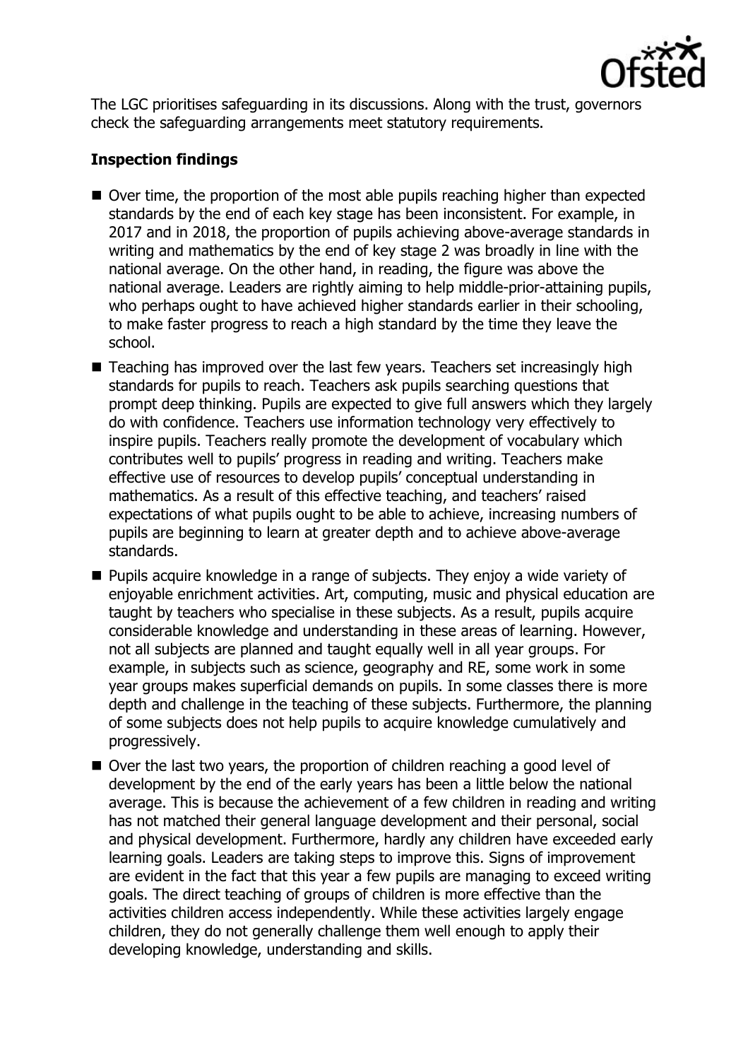The LGC prioritises safeguarding in its discussions. Along with the trust, governors check the safeguarding arrangements meet statutory requirements.

### Inspection findings

- Over time, the proportion of the most able pupils reaching higher than expected standards by the end of each key stage has been inconsistent. For example, in 2017 and in 2018, the proportion of pupils achieving above-average standards in writing and mathematics by the end of key stage 2 was broadly in line with the national average. On the other hand, in reading, the figure was above the national average. Leaders are rightly aiming to help middle-prior-attaining pupils, who perhaps ought to have achieved higher standards earlier in their schooling, to make faster progress to reach a high standard by the time they leave the school.
- Teaching has improved over the last few years. Teachers set increasingly high standards for pupils to reach. Teachers ask pupils searching questions that prompt deep thinking. Pupils are expected to give full answers which they largely do with confidence. Teachers use information technology very effectively to inspire pupils. Teachers really promote the development of vocabulary which contributes well to pupils' progress in reading and writing. Teachers make effective use of resources to develop pupils' conceptual understanding in mathematics. As a result of this effective teaching, and teachers' raised expectations of what pupils ought to be able to achieve, increasing numbers of pupils are beginning to learn at greater depth and to achieve above-average standards.
- Pupils acquire knowledge in a range of subjects. They enjoy a wide variety of enjoyable enrichment activities. Art, computing, music and physical education are taught by teachers who specialise in these subjects. As a result, pupils acquire considerable knowledge and understanding in these areas of learning. However, not all subjects are planned and taught equally well in all year groups. For example, in subjects such as science, geography and RE, some work in some year groups makes superficial demands on pupils. In some classes there is more depth and challenge in the teaching of these subjects. Furthermore, the planning of some subjects does not help pupils to acquire knowledge cumulatively and progressively.
- Over the last two years, the proportion of children reaching a good level of development by the end of the early years has been a little below the national average. This is because the achievement of a few children in reading and writing has not matched their general language development and their personal, social and physical development. Furthermore, hardly any children have exceeded early learning goals. Leaders are taking steps to improve this. Signs of improvement are evident in the fact that this year a few pupils are managing to exceed writing goals. The direct teaching of groups of children is more effective than the activities children access independently. While these activities largely engage children, they do not generally challenge them well enough to apply their developing knowledge, understanding and skills.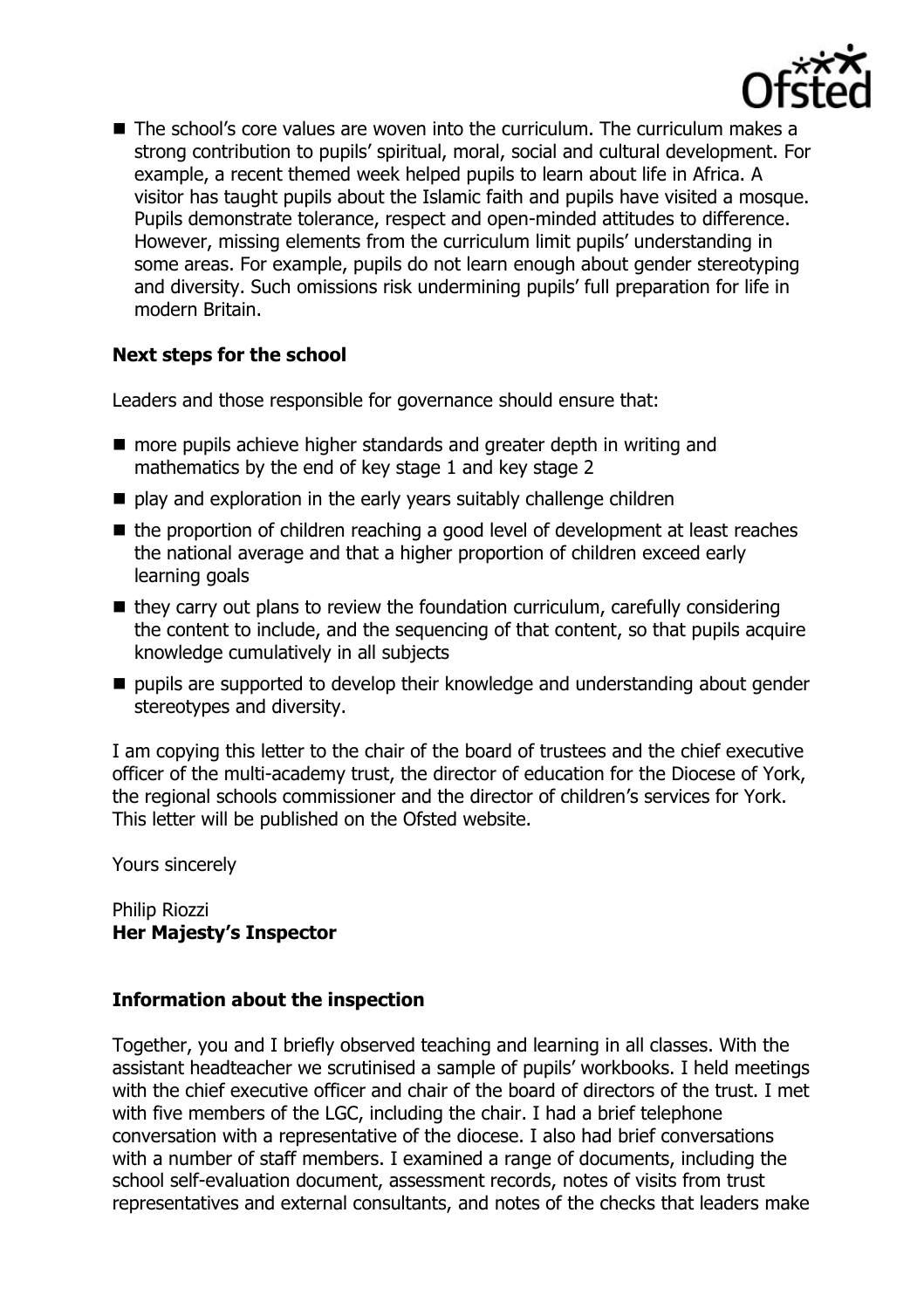- The school's core values are woven into the curriculum. The curriculum makes a strong contribution to pupils' spiritual, moral, social and cultural development. For example, a recent themed week helped pupils to learn about life in Africa. A visitor has taught pupils about the Islamic faith and pupils have visited a mosque. Pupils demonstrate tolerance, respect and open-minded attitudes to difference. However, missing elements from the curriculum limit pupils' understanding in some areas. For example, pupils do not learn enough about gender stereotyping and diversity. Such omissions risk undermining pupils' full preparation for life in modern Britain.

### Next steps for the school

Leaders and those responsible for governance should ensure that:

- more pupils achieve higher standards and greater depth in writing and mathematics by the end of key stage 1 and key stage 2
- play and exploration in the early years suitably challenge children
- the proportion of children reaching a good level of development at least reaches the national average and that a higher proportion of children exceed early learning goals
- they carry out plans to review the foundation curriculum, carefully considering the content to include, and the sequencing of that content, so that pupils acquire knowledge cumulatively in all subjects
- pupils are supported to develop their knowledge and understanding about gender stereotypes and diversity.

I am copying this letter to the chair of the board of trustees and the chief executive officer of the multi-academy trust, the director of education for the Diocese of York, the regional schools commissioner and the director of children's services for York. This letter will be published on the Ofsted website.

Yours sincerely

Philip Riozzi
**Her Majesty's Inspector**

### Information about the inspection

Together, you and I briefly observed teaching and learning in all classes. With the assistant headteacher we scrutinised a sample of pupils' workbooks. I held meetings with the chief executive officer and chair of the board of directors of the trust. I met with five members of the LGC, including the chair. I had a brief telephone conversation with a representative of the diocese. I also had brief conversations with a number of staff members. I examined a range of documents, including the school self-evaluation document, assessment records, notes of visits from trust representatives and external consultants, and notes of the checks that leaders make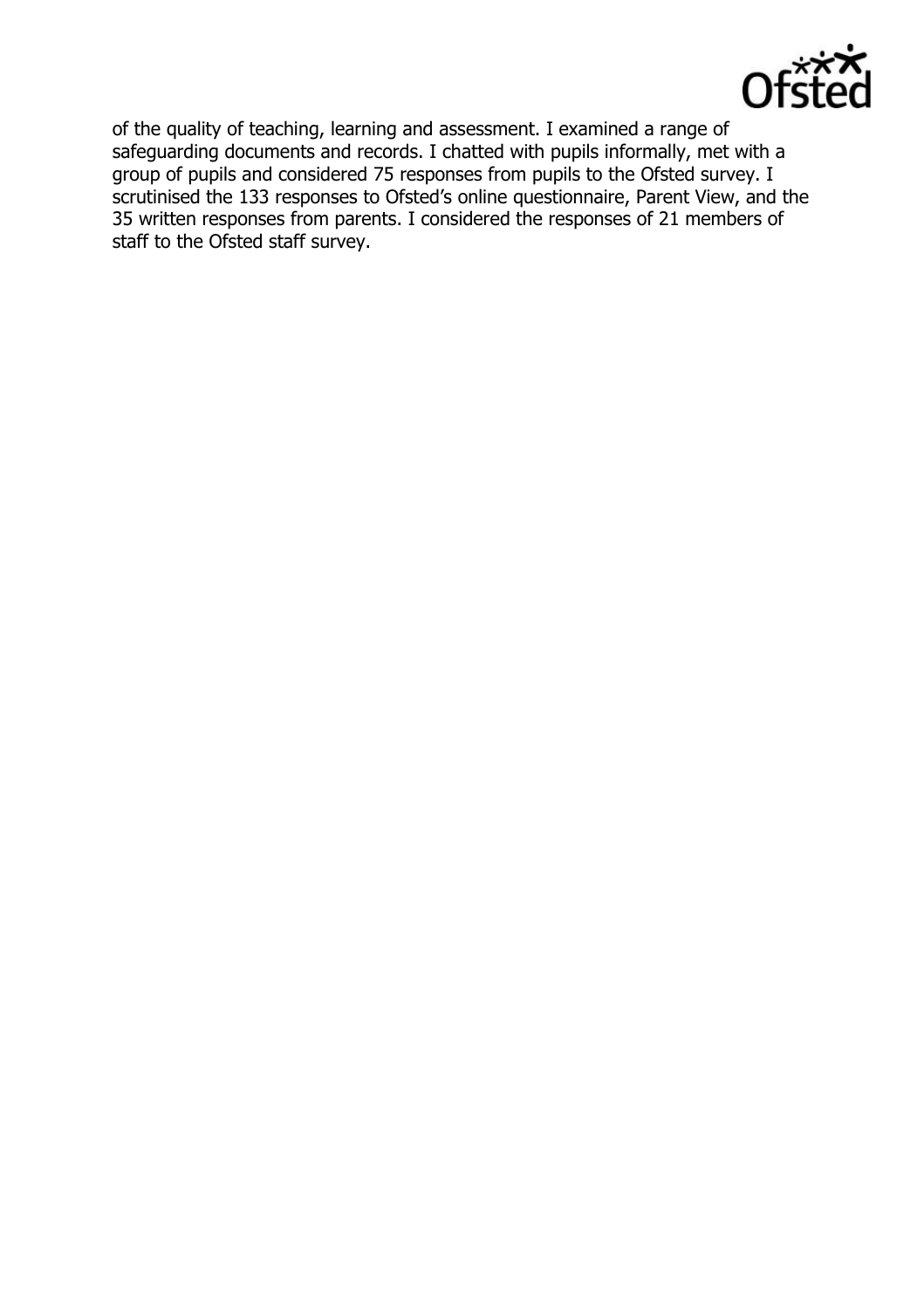of the quality of teaching, learning and assessment. I examined a range of safeguarding documents and records. I chatted with pupils informally, met with a group of pupils and considered 75 responses from pupils to the Ofsted survey. I scrutinised the 133 responses to Ofsted's online questionnaire, Parent View, and the 35 written responses from parents. I considered the responses of 21 members of staff to the Ofsted staff survey.